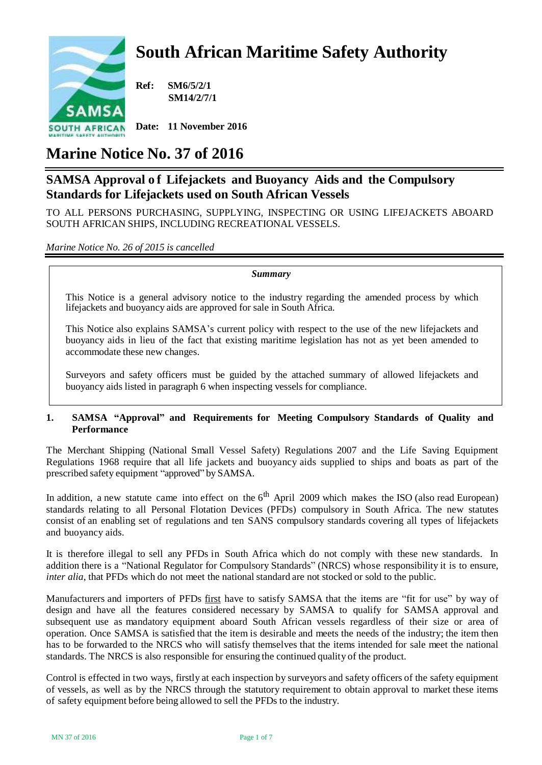# South African Maritime Safety Authority

**Ref:** **SM6/5/2/1**
**SM14/2/7/1**

**Date:** **11 November 2016**

# Marine Notice No. 37 of 2016

## SAMSA Approval of Lifejackets and Buoyancy Aids and the Compulsory Standards for Lifejackets used on South African Vessels

TO ALL PERSONS PURCHASING, SUPPLYING, INSPECTING OR USING LIFEJACKETS ABOARD SOUTH AFRICAN SHIPS, INCLUDING RECREATIONAL VESSELS.

*Marine Notice No. 26 of 2015 is cancelled*

***Summary***

This Notice is a general advisory notice to the industry regarding the amended process by which lifejackets and buoyancy aids are approved for sale in South Africa.

This Notice also explains SAMSA's current policy with respect to the use of the new lifejackets and buoyancy aids in lieu of the fact that existing maritime legislation has not as yet been amended to accommodate these new changes.

Surveyors and safety officers must be guided by the attached summary of allowed lifejackets and buoyancy aids listed in paragraph 6 when inspecting vessels for compliance.

### 1. SAMSA "Approval" and Requirements for Meeting Compulsory Standards of Quality and Performance

The Merchant Shipping (National Small Vessel Safety) Regulations 2007 and the Life Saving Equipment Regulations 1968 require that all life jackets and buoyancy aids supplied to ships and boats as part of the prescribed safety equipment "approved" by SAMSA.

In addition, a new statute came into effect on the 6th April 2009 which makes the ISO (also read European) standards relating to all Personal Flotation Devices (PFDs) compulsory in South Africa. The new statutes consist of an enabling set of regulations and ten SANS compulsory standards covering all types of lifejackets and buoyancy aids.

It is therefore illegal to sell any PFDs in South Africa which do not comply with these new standards. In addition there is a "National Regulator for Compulsory Standards" (NRCS) whose responsibility it is to ensure, *inter alia*, that PFDs which do not meet the national standard are not stocked or sold to the public.

Manufacturers and importers of PFDs first have to satisfy SAMSA that the items are "fit for use" by way of design and have all the features considered necessary by SAMSA to qualify for SAMSA approval and subsequent use as mandatory equipment aboard South African vessels regardless of their size or area of operation. Once SAMSA is satisfied that the item is desirable and meets the needs of the industry; the item then has to be forwarded to the NRCS who will satisfy themselves that the items intended for sale meet the national standards. The NRCS is also responsible for ensuring the continued quality of the product.

Control is effected in two ways, firstly at each inspection by surveyors and safety officers of the safety equipment of vessels, as well as by the NRCS through the statutory requirement to obtain approval to market these items of safety equipment before being allowed to sell the PFDs to the industry.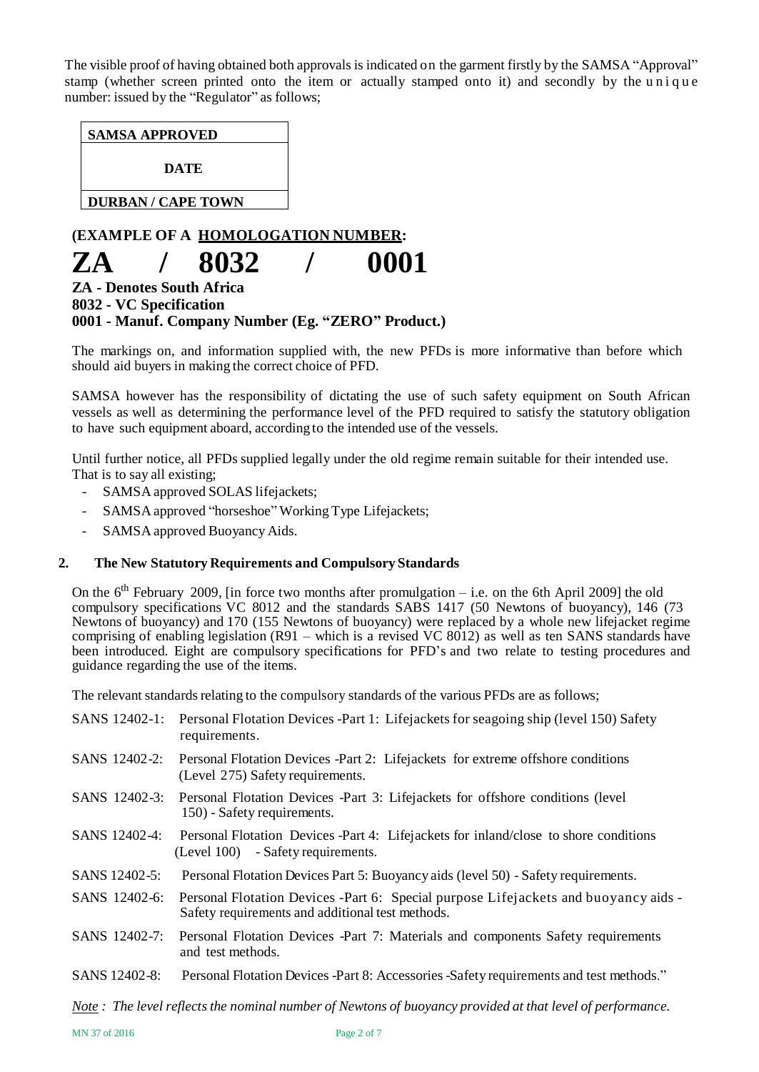The visible proof of having obtained both approvals is indicated on the garment firstly by the SAMSA "Approval" stamp (whether screen printed onto the item or actually stamped onto it) and secondly by the unique number: issued by the "Regulator" as follows;

| SAMSA APPROVED |
| --- |
| DATE |
| DURBAN / CAPE TOWN |

**(EXAMPLE OF A <u>HOMOLOGATION NUMBER</u>:**

# ZA / 8032 / 0001

**ZA - Denotes South Africa**
**8032 - VC Specification**
**0001 - Manuf. Company Number (Eg. "ZERO" Product.)**

The markings on, and information supplied with, the new PFDs is more informative than before which should aid buyers in making the correct choice of PFD.

SAMSA however has the responsibility of dictating the use of such safety equipment on South African vessels as well as determining the performance level of the PFD required to satisfy the statutory obligation to have such equipment aboard, according to the intended use of the vessels.

Until further notice, all PFDs supplied legally under the old regime remain suitable for their intended use. That is to say all existing;

- SAMSA approved SOLAS lifejackets;
- SAMSA approved "horseshoe" Working Type Lifejackets;
- SAMSA approved Buoyancy Aids.

## 2. The New Statutory Requirements and Compulsory Standards

On the 6th February 2009, [in force two months after promulgation – i.e. on the 6th April 2009] the old compulsory specifications VC 8012 and the standards SABS 1417 (50 Newtons of buoyancy), 146 (73 Newtons of buoyancy) and 170 (155 Newtons of buoyancy) were replaced by a whole new lifejacket regime comprising of enabling legislation (R91 – which is a revised VC 8012) as well as ten SANS standards have been introduced. Eight are compulsory specifications for PFD's and two relate to testing procedures and guidance regarding the use of the items.

The relevant standards relating to the compulsory standards of the various PFDs are as follows;

SANS 12402-1: Personal Flotation Devices -Part 1: Lifejackets for seagoing ship (level 150) Safety requirements.

SANS 12402-2: Personal Flotation Devices -Part 2: Lifejackets for extreme offshore conditions (Level 275) Safety requirements.

SANS 12402-3: Personal Flotation Devices -Part 3: Lifejackets for offshore conditions (level 150) - Safety requirements.

SANS 12402-4: Personal Flotation Devices -Part 4: Lifejackets for inland/close to shore conditions (Level 100) - Safety requirements.

SANS 12402-5: Personal Flotation Devices Part 5: Buoyancy aids (level 50) - Safety requirements.

SANS 12402-6: Personal Flotation Devices -Part 6: Special purpose Lifejackets and buoyancy aids - Safety requirements and additional test methods.

SANS 12402-7: Personal Flotation Devices -Part 7: Materials and components Safety requirements and test methods.

SANS 12402-8: Personal Flotation Devices -Part 8: Accessories -Safety requirements and test methods."

*<u>Note</u> : The level reflects the nominal number of Newtons of buoyancy provided at that level of performance.*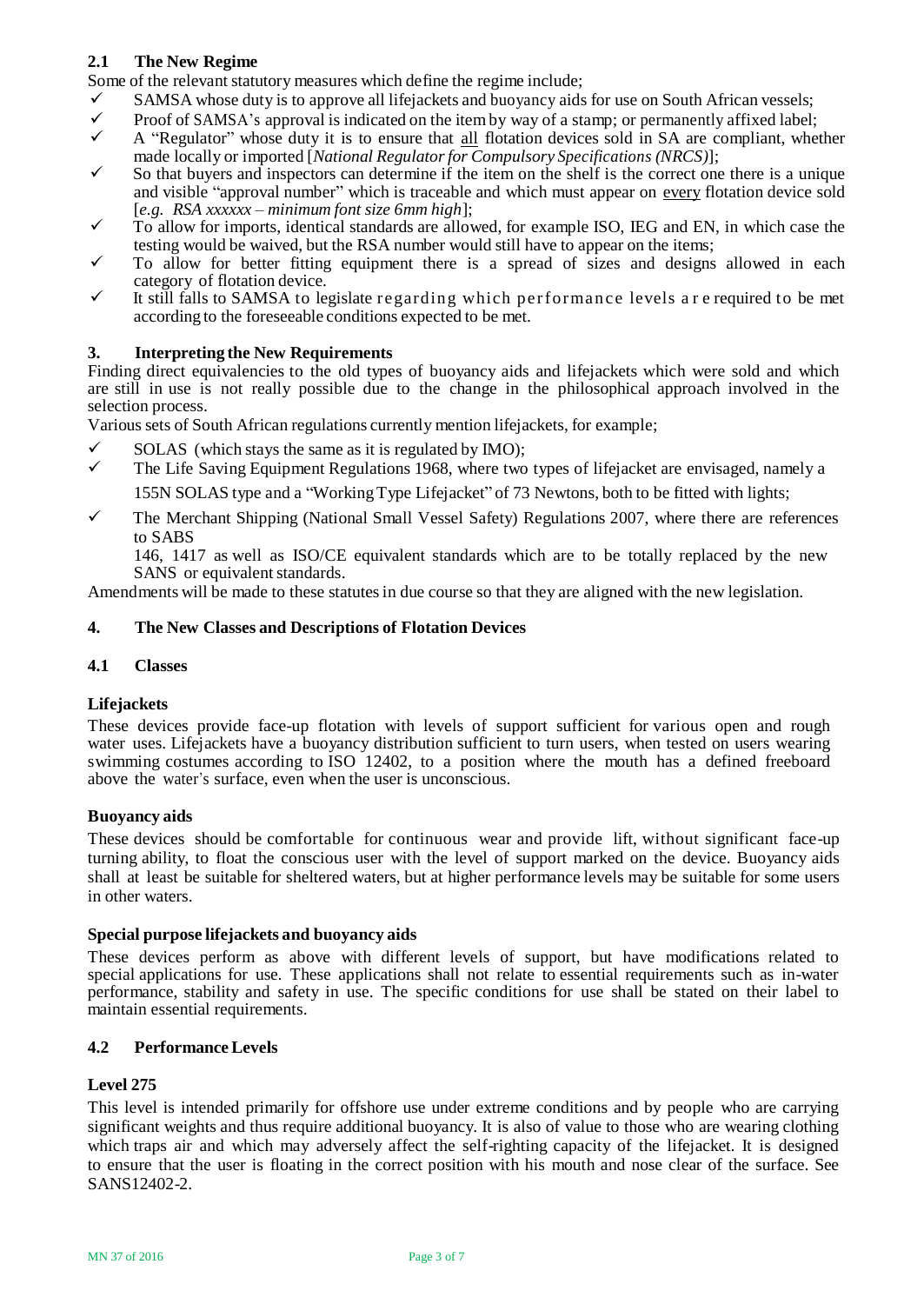## 2.1 The New Regime

Some of the relevant statutory measures which define the regime include;

- ✓ SAMSA whose duty is to approve all lifejackets and buoyancy aids for use on South African vessels;
- ✓ Proof of SAMSA's approval is indicated on the item by way of a stamp; or permanently affixed label;
- ✓ A "Regulator" whose duty it is to ensure that <u>all</u> flotation devices sold in SA are compliant, whether made locally or imported [*National Regulator for Compulsory Specifications (NRCS)*];
- ✓ So that buyers and inspectors can determine if the item on the shelf is the correct one there is a unique and visible "approval number" which is traceable and which must appear on <u>every</u> flotation device sold [*e.g. RSA xxxxxx – minimum font size 6mm high*];
- ✓ To allow for imports, identical standards are allowed, for example ISO, IEG and EN, in which case the testing would be waived, but the RSA number would still have to appear on the items;
- ✓ To allow for better fitting equipment there is a spread of sizes and designs allowed in each category of flotation device.
- ✓ It still falls to SAMSA to legislate regarding which performance levels are required to be met according to the foreseeable conditions expected to be met.

## 3. Interpreting the New Requirements

Finding direct equivalencies to the old types of buoyancy aids and lifejackets which were sold and which are still in use is not really possible due to the change in the philosophical approach involved in the selection process.

Various sets of South African regulations currently mention lifejackets, for example;

- ✓ SOLAS (which stays the same as it is regulated by IMO);
- ✓ The Life Saving Equipment Regulations 1968, where two types of lifejacket are envisaged, namely a 155N SOLAS type and a "Working Type Lifejacket" of 73 Newtons, both to be fitted with lights;
- ✓ The Merchant Shipping (National Small Vessel Safety) Regulations 2007, where there are references to SABS 146, 1417 as well as ISO/CE equivalent standards which are to be totally replaced by the new SANS or equivalent standards.

Amendments will be made to these statutes in due course so that they are aligned with the new legislation.

## 4. The New Classes and Descriptions of Flotation Devices

### 4.1 Classes

**Lifejackets**

These devices provide face-up flotation with levels of support sufficient for various open and rough water uses. Lifejackets have a buoyancy distribution sufficient to turn users, when tested on users wearing swimming costumes according to ISO 12402, to a position where the mouth has a defined freeboard above the water's surface, even when the user is unconscious.

**Buoyancy aids**

These devices should be comfortable for continuous wear and provide lift, without significant face-up turning ability, to float the conscious user with the level of support marked on the device. Buoyancy aids shall at least be suitable for sheltered waters, but at higher performance levels may be suitable for some users in other waters.

**Special purpose lifejackets and buoyancy aids**

These devices perform as above with different levels of support, but have modifications related to special applications for use. These applications shall not relate to essential requirements such as in-water performance, stability and safety in use. The specific conditions for use shall be stated on their label to maintain essential requirements.

### 4.2 Performance Levels

**Level 275**

This level is intended primarily for offshore use under extreme conditions and by people who are carrying significant weights and thus require additional buoyancy. It is also of value to those who are wearing clothing which traps air and which may adversely affect the self-righting capacity of the lifejacket. It is designed to ensure that the user is floating in the correct position with his mouth and nose clear of the surface. See SANS12402-2.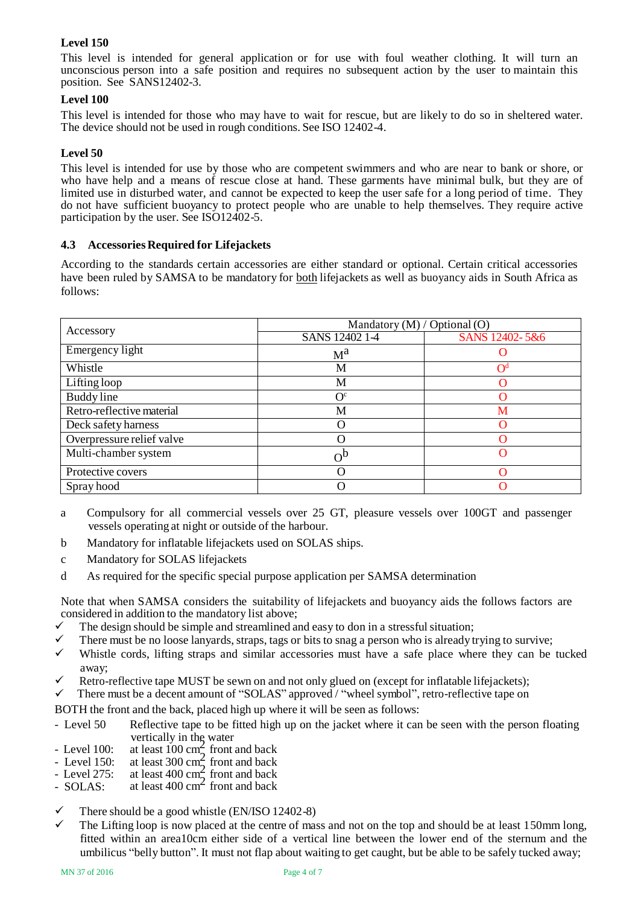**Level 150**

This level is intended for general application or for use with foul weather clothing. It will turn an unconscious person into a safe position and requires no subsequent action by the user to maintain this position. See SANS12402-3.

**Level 100**

This level is intended for those who may have to wait for rescue, but are likely to do so in sheltered water. The device should not be used in rough conditions. See ISO 12402-4.

**Level 50**

This level is intended for use by those who are competent swimmers and who are near to bank or shore, or who have help and a means of rescue close at hand. These garments have minimal bulk, but they are of limited use in disturbed water, and cannot be expected to keep the user safe for a long period of time. They do not have sufficient buoyancy to protect people who are unable to help themselves. They require active participation by the user. See ISO12402-5.

### 4.3 Accessories Required for Lifejackets

According to the standards certain accessories are either standard or optional. Certain critical accessories have been ruled by SAMSA to be mandatory for both lifejackets as well as buoyancy aids in South Africa as follows:

| Accessory | Mandatory (M) / Optional (O) | |
|---|---|---|
| | SANS 12402 1-4 | SANS 12402- 5&6 |
| Emergency light | M[a] | O |
| Whistle | M | O[d] |
| Lifting loop | M | O |
| Buddy line | O[c] | O |
| Retro-reflective material | M | M |
| Deck safety harness | O | O |
| Overpressure relief valve | O | O |
| Multi-chamber system | O[b] | O |
| Protective covers | O | O |
| Spray hood | O | O |

a Compulsory for all commercial vessels over 25 GT, pleasure vessels over 100GT and passenger vessels operating at night or outside of the harbour.

b Mandatory for inflatable lifejackets used on SOLAS ships.

c Mandatory for SOLAS lifejackets

d As required for the specific special purpose application per SAMSA determination

Note that when SAMSA considers the suitability of lifejackets and buoyancy aids the follows factors are considered in addition to the mandatory list above;

- ✓ The design should be simple and streamlined and easy to don in a stressful situation;
- ✓ There must be no loose lanyards, straps, tags or bits to snag a person who is already trying to survive;
- ✓ Whistle cords, lifting straps and similar accessories must have a safe place where they can be tucked away;
- ✓ Retro-reflective tape MUST be sewn on and not only glued on (except for inflatable lifejackets);
- ✓ There must be a decent amount of "SOLAS" approved / "wheel symbol", retro-reflective tape on

BOTH the front and the back, placed high up where it will be seen as follows:

- Level 50 Reflective tape to be fitted high up on the jacket where it can be seen with the person floating vertically in the water
- Level 100: at least 100 cm$^2$ front and back
- Level 150: at least 300 cm$^2$ front and back
- Level 275: at least 400 cm$^2$ front and back
- SOLAS: at least 400 cm$^2$ front and back

- ✓ There should be a good whistle (EN/ISO 12402-8)
- ✓ The Lifting loop is now placed at the centre of mass and not on the top and should be at least 150mm long, fitted within an area10cm either side of a vertical line between the lower end of the sternum and the umbilicus "belly button". It must not flap about waiting to get caught, but be able to be safely tucked away;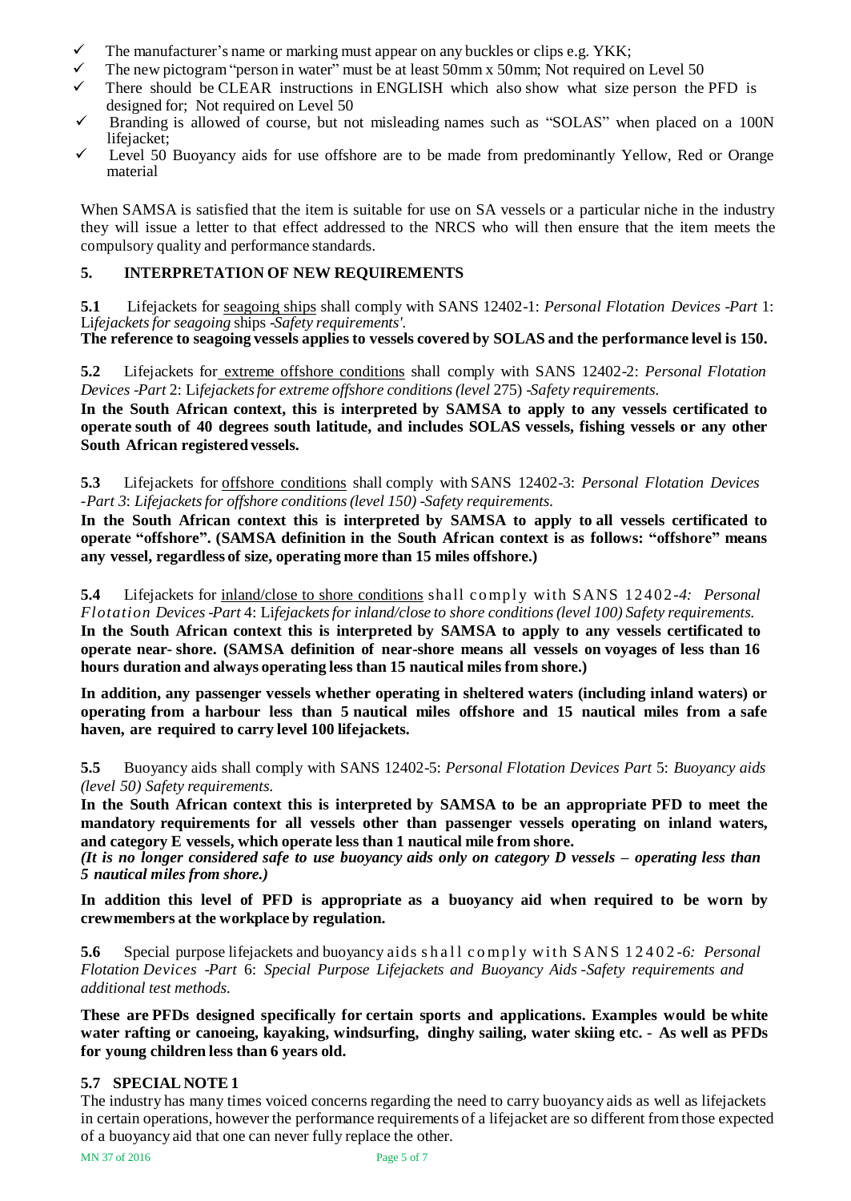- ✓ The manufacturer's name or marking must appear on any buckles or clips e.g. YKK;
- ✓ The new pictogram "person in water" must be at least 50mm x 50mm; Not required on Level 50
- ✓ There should be CLEAR instructions in ENGLISH which also show what size person the PFD is designed for; Not required on Level 50
- ✓ Branding is allowed of course, but not misleading names such as "SOLAS" when placed on a 100N lifejacket;
- ✓ Level 50 Buoyancy aids for use offshore are to be made from predominantly Yellow, Red or Orange material

When SAMSA is satisfied that the item is suitable for use on SA vessels or a particular niche in the industry they will issue a letter to that effect addressed to the NRCS who will then ensure that the item meets the compulsory quality and performance standards.

## 5. INTERPRETATION OF NEW REQUIREMENTS

**5.1** Lifejackets for seagoing ships shall comply with SANS 12402-1: *Personal Flotation Devices -Part* 1: L*ifejackets for seagoing* ships *-Safety requirements'.*

**The reference to seagoing vessels applies to vessels covered by SOLAS and the performance level is 150.**

**5.2** Lifejackets for extreme offshore conditions shall comply with SANS 12402-2: *Personal Flotation Devices -Part* 2: L*ifejackets for extreme offshore conditions (level* 275) *-Safety requirements.*

**In the South African context, this is interpreted by SAMSA to apply to any vessels certificated to operate south of 40 degrees south latitude, and includes SOLAS vessels, fishing vessels or any other South African registered vessels.**

**5.3** Lifejackets for offshore conditions shall comply with SANS 12402-3: *Personal Flotation Devices -Part 3*: *Lifejackets for offshore conditions (level 150) -Safety requirements.*

**In the South African context this is interpreted by SAMSA to apply to all vessels certificated to operate "offshore". (SAMSA definition in the South African context is as follows: "offshore" means any vessel, regardless of size, operating more than 15 miles offshore.)**

**5.4** Lifejackets for inland/close to shore conditions shall comply with SANS 12402-*4: Personal Flotation Devices -Part* 4: L*ifejackets for inland/close to shore conditions (level 100) Safety requirements.*

**In the South African context this is interpreted by SAMSA to apply to any vessels certificated to operate near- shore. (SAMSA definition of near-shore means all vessels on voyages of less than 16 hours duration and always operating less than 15 nautical miles from shore.)**

**In addition, any passenger vessels whether operating in sheltered waters (including inland waters) or operating from a harbour less than 5 nautical miles offshore and 15 nautical miles from a safe haven, are required to carry level 100 lifejackets.**

**5.5** Buoyancy aids shall comply with SANS 12402-5: *Personal Flotation Devices Part* 5: *Buoyancy aids (level 50) Safety requirements.*

**In the South African context this is interpreted by SAMSA to be an appropriate PFD to meet the mandatory requirements for all vessels other than passenger vessels operating on inland waters, and category E vessels, which operate less than 1 nautical mile from shore.**

***(It is no longer considered safe to use buoyancy aids only on category D vessels – operating less than 5 nautical miles from shore.)***

**In addition this level of PFD is appropriate as a buoyancy aid when required to be worn by crewmembers at the workplace by regulation.**

**5.6** Special purpose lifejackets and buoyancy aids shall comply with SANS 12402-*6: Personal Flotation Devices -Part* 6: *Special Purpose Lifejackets and Buoyancy Aids -Safety requirements and additional test methods.*

**These are PFDs designed specifically for certain sports and applications. Examples would be white water rafting or canoeing, kayaking, windsurfing, dinghy sailing, water skiing etc. - As well as PFDs for young children less than 6 years old.**

### 5.7 SPECIAL NOTE 1

The industry has many times voiced concerns regarding the need to carry buoyancy aids as well as lifejackets in certain operations, however the performance requirements of a lifejacket are so different from those expected of a buoyancy aid that one can never fully replace the other.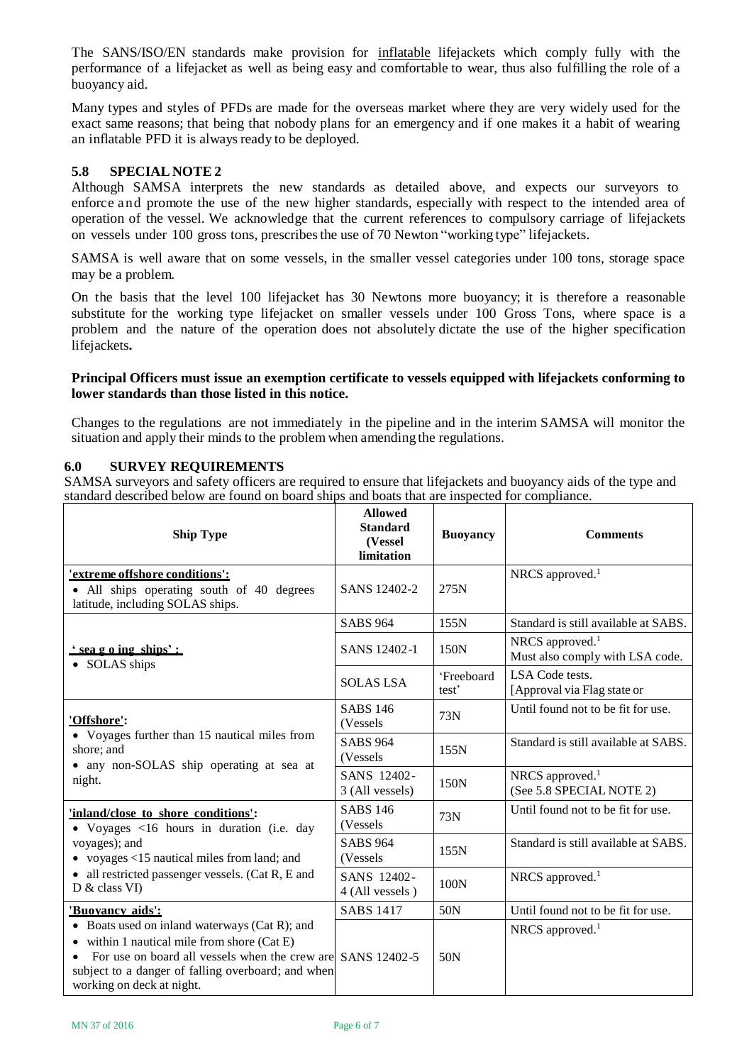The SANS/ISO/EN standards make provision for inflatable lifejackets which comply fully with the performance of a lifejacket as well as being easy and comfortable to wear, thus also fulfilling the role of a buoyancy aid.

Many types and styles of PFDs are made for the overseas market where they are very widely used for the exact same reasons; that being that nobody plans for an emergency and if one makes it a habit of wearing an inflatable PFD it is always ready to be deployed.

### 5.8 SPECIAL NOTE 2

Although SAMSA interprets the new standards as detailed above, and expects our surveyors to enforce and promote the use of the new higher standards, especially with respect to the intended area of operation of the vessel. We acknowledge that the current references to compulsory carriage of lifejackets on vessels under 100 gross tons, prescribes the use of 70 Newton "working type" lifejackets.

SAMSA is well aware that on some vessels, in the smaller vessel categories under 100 tons, storage space may be a problem.

On the basis that the level 100 lifejacket has 30 Newtons more buoyancy; it is therefore a reasonable substitute for the working type lifejacket on smaller vessels under 100 Gross Tons, where space is a problem and the nature of the operation does not absolutely dictate the use of the higher specification lifejackets**.**

**Principal Officers must issue an exemption certificate to vessels equipped with lifejackets conforming to lower standards than those listed in this notice.**

Changes to the regulations are not immediately in the pipeline and in the interim SAMSA will monitor the situation and apply their minds to the problem when amending the regulations.

## 6.0 SURVEY REQUIREMENTS

SAMSA surveyors and safety officers are required to ensure that lifejackets and buoyancy aids of the type and standard described below are found on board ships and boats that are inspected for compliance.

| Ship Type | Allowed Standard (Vessel limitation | Buoyancy | Comments |
|---|---|---|---|
| **'extreme offshore conditions':** <br> • All ships operating south of 40 degrees latitude, including SOLAS ships. | SANS 12402-2 | 275N | NRCS approved.[1] |
| **' sea g o ing ships' :** <br> • SOLAS ships | SABS 964 | 155N | Standard is still available at SABS. |
| | SANS 12402-1 | 150N | NRCS approved.[1] <br> Must also comply with LSA code. |
| | SOLAS LSA | 'Freeboard test' | LSA Code tests. <br> [Approval via Flag state or |
| **'Offshore':** <br> • Voyages further than 15 nautical miles from shore; and <br> • any non-SOLAS ship operating at sea at night. | SABS 146 (Vessels | 73N | Until found not to be fit for use. |
| | SABS 964 (Vessels | 155N | Standard is still available at SABS. |
| | SANS 12402-3 (All vessels) | 150N | NRCS approved.[1] <br> (See 5.8 SPECIAL NOTE 2) |
| **'inland/close to shore conditions':** <br> • Voyages <16 hours in duration (i.e. day voyages); and <br> • voyages <15 nautical miles from land; and <br> • all restricted passenger vessels. (Cat R, E and D & class VI) | SABS 146 (Vessels | 73N | Until found not to be fit for use. |
| | SABS 964 (Vessels | 155N | Standard is still available at SABS. |
| | SANS 12402-4 (All vessels ) | 100N | NRCS approved.[1] |
| **'Buoyancy aids':** <br> • Boats used on inland waterways (Cat R); and <br> • within 1 nautical mile from shore (Cat E) <br> • For use on board all vessels when the crew are subject to a danger of falling overboard; and when working on deck at night. | SABS 1417 | 50N | Until found not to be fit for use. |
| | SANS 12402-5 | 50N | NRCS approved.[1] |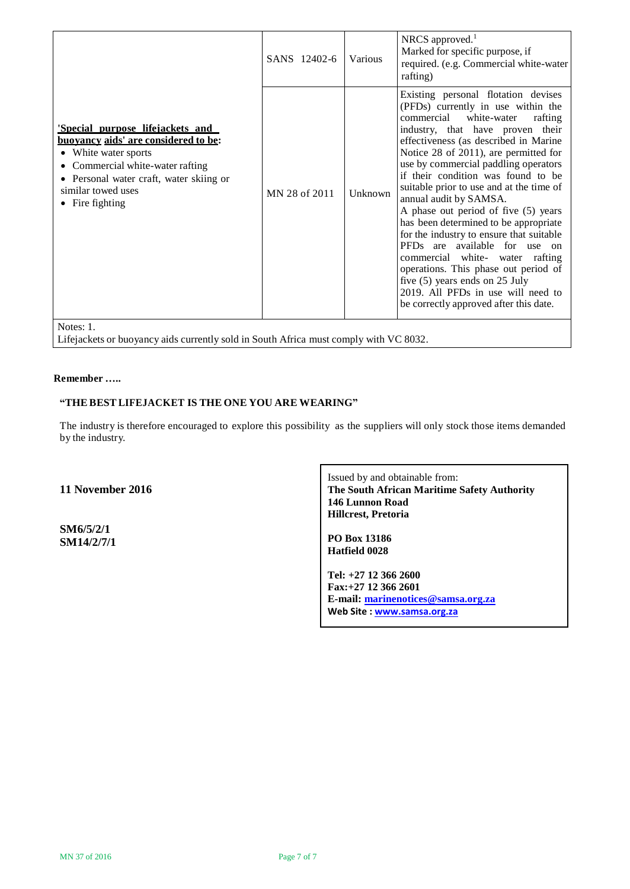| | | | |
|---|---|---|---|
| '**Special purpose lifejackets and buoyancy aids' are considered to be:**<br>• White water sports<br>• Commercial white-water rafting<br>• Personal water craft, water skiing or similar towed uses<br>• Fire fighting | SANS 12402-6 | Various | NRCS approved.[1]<br>Marked for specific purpose, if required. (e.g. Commercial white-water rafting) |
| | MN 28 of 2011 | Unknown | Existing personal flotation devises (PFDs) currently in use within the commercial white-water rafting industry, that have proven their effectiveness (as described in Marine Notice 28 of 2011), are permitted for use by commercial paddling operators if their condition was found to be suitable prior to use and at the time of annual audit by SAMSA.<br>A phase out period of five (5) years has been determined to be appropriate for the industry to ensure that suitable PFDs are available for use on commercial white- water rafting operations. This phase out period of five (5) years ends on 25 July 2019. All PFDs in use will need to be correctly approved after this date. |
| Notes: 1.<br>Lifejackets or buoyancy aids currently sold in South Africa must comply with VC 8032. | | | |

**Remember …..**

**"THE BEST LIFEJACKET IS THE ONE YOU ARE WEARING"**

The industry is therefore encouraged to explore this possibility as the suppliers will only stock those items demanded by the industry.

**11 November 2016**

**SM6/5/2/1**
**SM14/2/7/1**

Issued by and obtainable from:
**The South African Maritime Safety Authority**
**146 Lunnon Road**
**Hillcrest, Pretoria**

**PO Box 13186**
**Hatfield 0028**

**Tel: +27 12 366 2600**
**Fax:+27 12 366 2601**
**E-mail: marinenotices@samsa.org.za**
**Web Site : www.samsa.org.za**